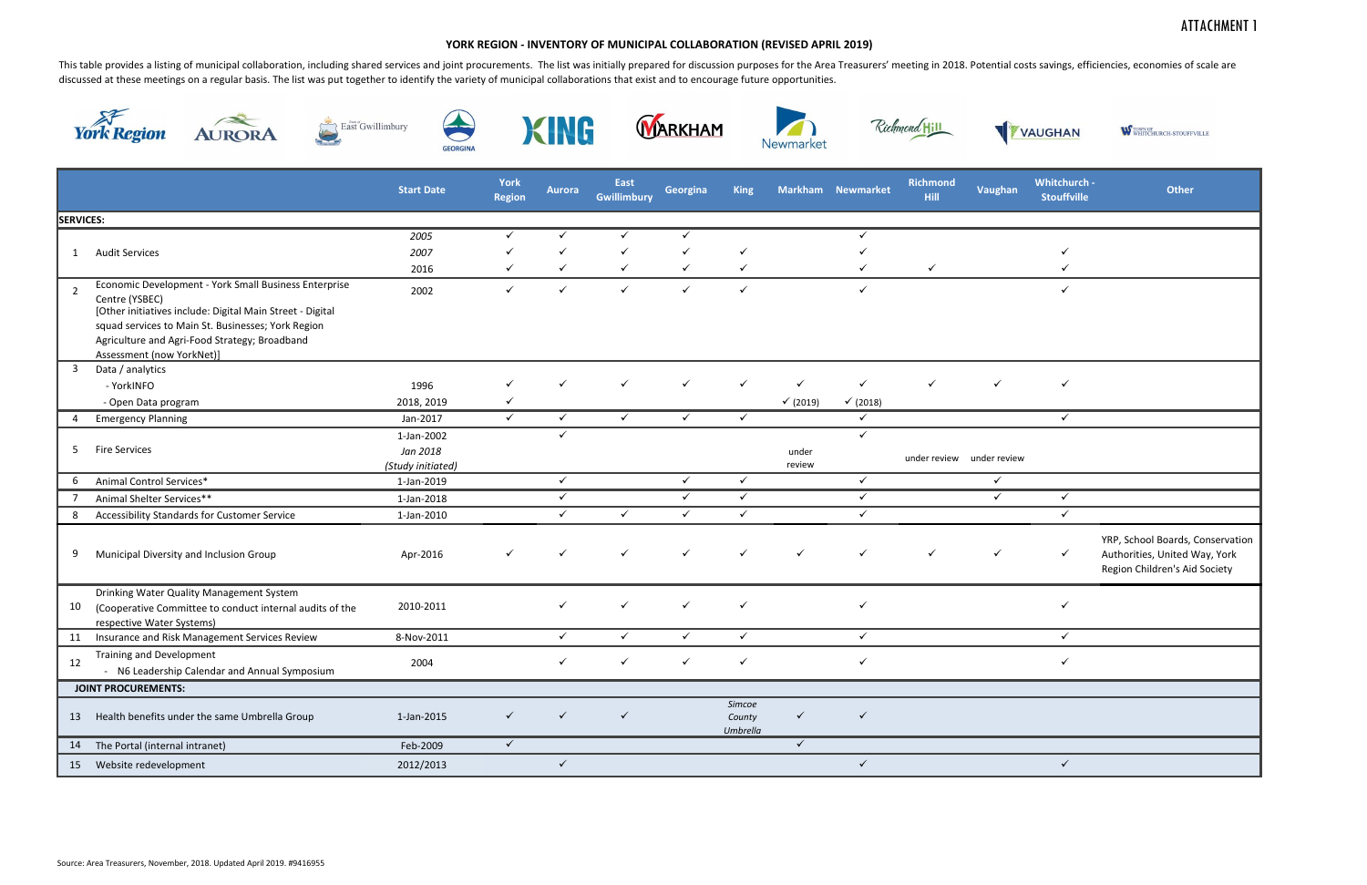ATTACHMENT 1

# YORK REGION - INVENTORY OF MUNICIPAL COLLABORATION (REVISED APRIL 2019)

This table provides a listing of municipal collaboration, including shared services and joint procurements. The list was initially prepared for discussion purposes for the Area Treasurers' meeting in 2018. Potential costs savings, efficiencies, economies of scale are discussed at these meetings on a regular basis. The list was put together to identify the variety of municipal collaborations that exist and to encourage future opportunities.

| | | Start Date | York Region | Aurora | East Gwillimbury | Georgina | King | Markham | Newmarket | Richmond Hill | Vaughan | Whitchurch - Stouffville | Other |
|---|---|---|---|---|---|---|---|---|---|---|---|---|---|
| **SERVICES:** | | | | | | | | | | | | | |
| 1 | Audit Services | *2005* | ✓ | ✓ | ✓ | ✓ | | | ✓ | | | | |
| | | *2007* | ✓ | ✓ | ✓ | ✓ | ✓ | | ✓ | | | ✓ | |
| | | 2016 | ✓ | ✓ | ✓ | ✓ | ✓ | | ✓ | ✓ | | ✓ | |
| 2 | Economic Development - York Small Business Enterprise Centre (YSBEC) [Other initiatives include: Digital Main Street - Digital squad services to Main St. Businesses; York Region Agriculture and Agri-Food Strategy; Broadband Assessment (now YorkNet)] | 2002 | ✓ | ✓ | ✓ | ✓ | ✓ | | ✓ | | | ✓ | |
| 3 | Data / analytics | | | | | | | | | | | | |
| | - YorkINFO | 1996 | ✓ | ✓ | ✓ | ✓ | ✓ | ✓ | ✓ | ✓ | ✓ | ✓ | |
| | - Open Data program | 2018, 2019 | ✓ | | | | | ✓ (2019) | ✓ (2018) | | | | |
| 4 | Emergency Planning | Jan-2017 | ✓ | ✓ | ✓ | ✓ | ✓ | | ✓ | | | ✓ | |
| 5 | Fire Services | 1-Jan-2002 | | ✓ | | | | | ✓ | | | | |
| | | *Jan 2018 (Study initiated)* | | | | | | under review | | under review | under review | | |
| 6 | Animal Control Services* | 1-Jan-2019 | | ✓ | | ✓ | ✓ | | ✓ | | ✓ | | |
| 7 | Animal Shelter Services** | 1-Jan-2018 | | ✓ | | ✓ | ✓ | | ✓ | | ✓ | ✓ | |
| 8 | Accessibility Standards for Customer Service | 1-Jan-2010 | | ✓ | ✓ | ✓ | ✓ | | ✓ | | | ✓ | |
| 9 | Municipal Diversity and Inclusion Group | Apr-2016 | ✓ | ✓ | ✓ | ✓ | ✓ | ✓ | ✓ | ✓ | ✓ | ✓ | YRP, School Boards, Conservation Authorities, United Way, York Region Children's Aid Society |
| 10 | Drinking Water Quality Management System (Cooperative Committee to conduct internal audits of the respective Water Systems) | 2010-2011 | | ✓ | ✓ | ✓ | ✓ | | ✓ | | | ✓ | |
| 11 | Insurance and Risk Management Services Review | 8-Nov-2011 | | ✓ | ✓ | ✓ | ✓ | | ✓ | | | ✓ | |
| 12 | Training and Development - N6 Leadership Calendar and Annual Symposium | 2004 | | ✓ | ✓ | ✓ | ✓ | | ✓ | | | ✓ | |
| **JOINT PROCUREMENTS:** | | | | | | | | | | | | | |
| 13 | Health benefits under the same Umbrella Group | 1-Jan-2015 | ✓ | ✓ | ✓ | | *Simcoe County Umbrella* | ✓ | ✓ | | | | |
| 14 | The Portal (internal intranet) | Feb-2009 | ✓ | | | | | ✓ | | | | | |
| 15 | Website redevelopment | 2012/2013 | | ✓ | | | | | ✓ | | | ✓ | |

Source: Area Treasurers, November, 2018. Updated April 2019. #9416955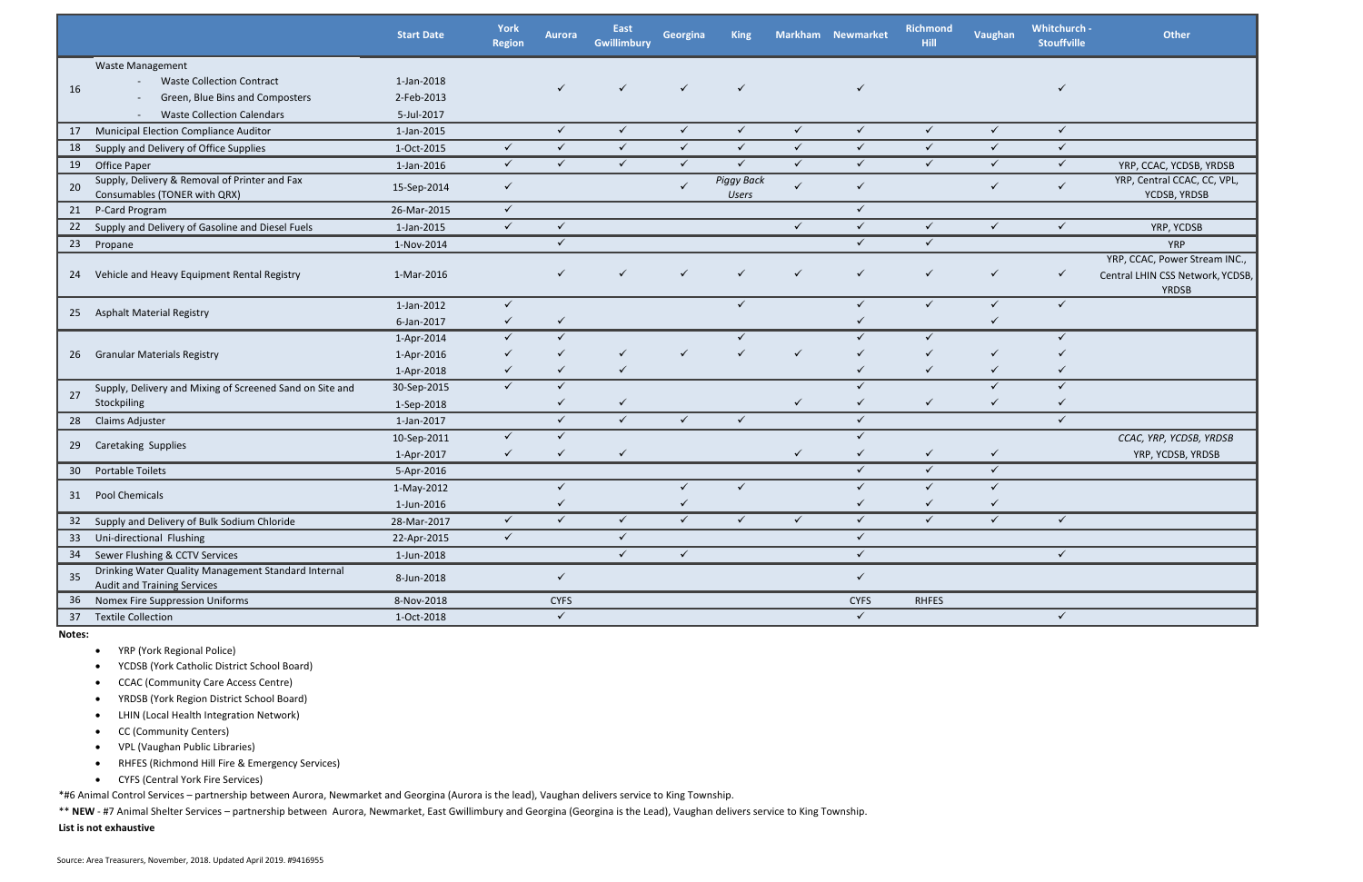| | | Start Date | York Region | Aurora | East Gwillimbury | Georgina | King | Markham | Newmarket | Richmond Hill | Vaughan | Whitchurch - Stouffville | Other |
|---|---|---|---|---|---|---|---|---|---|---|---|---|---|
| 16 | Waste Management | | | ✓ | ✓ | ✓ | ✓ | | ✓ | | | ✓ | |
| | - Waste Collection Contract | 1-Jan-2018 | | | | | | | | | | | |
| | - Green, Blue Bins and Composters | 2-Feb-2013 | | | | | | | | | | | |
| | - Waste Collection Calendars | 5-Jul-2017 | | | | | | | | | | | |
| 17 | Municipal Election Compliance Auditor | 1-Jan-2015 | | ✓ | ✓ | ✓ | ✓ | ✓ | ✓ | ✓ | ✓ | ✓ | |
| 18 | Supply and Delivery of Office Supplies | 1-Oct-2015 | ✓ | ✓ | ✓ | ✓ | ✓ | ✓ | ✓ | ✓ | ✓ | ✓ | |
| 19 | Office Paper | 1-Jan-2016 | ✓ | ✓ | ✓ | ✓ | ✓ | ✓ | ✓ | ✓ | ✓ | ✓ | YRP, CCAC, YCDSB, YRDSB |
| 20 | Supply, Delivery & Removal of Printer and Fax Consumables (TONER with QRX) | 15-Sep-2014 | ✓ | | | ✓ | *Piggy Back Users* | ✓ | ✓ | | ✓ | ✓ | YRP, Central CCAC, CC, VPL, YCDSB, YRDSB |
| 21 | P-Card Program | 26-Mar-2015 | ✓ | | | | | | ✓ | | | | |
| 22 | Supply and Delivery of Gasoline and Diesel Fuels | 1-Jan-2015 | ✓ | ✓ | | | | ✓ | ✓ | ✓ | ✓ | ✓ | YRP, YCDSB |
| 23 | Propane | 1-Nov-2014 | | ✓ | | | | | ✓ | ✓ | | | YRP |
| 24 | Vehicle and Heavy Equipment Rental Registry | 1-Mar-2016 | | ✓ | ✓ | ✓ | ✓ | ✓ | ✓ | ✓ | ✓ | ✓ | YRP, CCAC, Power Stream INC., Central LHIN CSS Network, YCDSB, YRDSB |
| 25 | Asphalt Material Registry | 1-Jan-2012 | ✓ | | | | ✓ | | ✓ | ✓ | ✓ | ✓ | |
| | | 6-Jan-2017 | ✓ | ✓ | | | | | ✓ | | ✓ | | |
| 26 | Granular Materials Registry | 1-Apr-2014 | ✓ | ✓ | | | ✓ | | ✓ | ✓ | | ✓ | |
| | | 1-Apr-2016 | ✓ | ✓ | ✓ | ✓ | ✓ | ✓ | ✓ | ✓ | ✓ | ✓ | |
| | | 1-Apr-2018 | ✓ | ✓ | ✓ | | | | ✓ | ✓ | ✓ | ✓ | |
| 27 | Supply, Delivery and Mixing of Screened Sand on Site and Stockpiling | 30-Sep-2015 | ✓ | ✓ | | | | | ✓ | | ✓ | ✓ | |
| | | 1-Sep-2018 | | ✓ | ✓ | | | ✓ | ✓ | ✓ | ✓ | ✓ | |
| 28 | Claims Adjuster | 1-Jan-2017 | | ✓ | ✓ | ✓ | ✓ | | ✓ | | | ✓ | |
| 29 | Caretaking Supplies | 10-Sep-2011 | ✓ | ✓ | | | | | ✓ | | | | *CCAC, YRP, YCDSB, YRDSB* |
| | | 1-Apr-2017 | ✓ | ✓ | ✓ | | | ✓ | ✓ | ✓ | ✓ | | YRP, YCDSB, YRDSB |
| 30 | Portable Toilets | 5-Apr-2016 | | | | | | | ✓ | ✓ | ✓ | | |
| 31 | Pool Chemicals | 1-May-2012 | | ✓ | | ✓ | ✓ | | ✓ | ✓ | ✓ | | |
| | | 1-Jun-2016 | | ✓ | | ✓ | | | ✓ | ✓ | ✓ | | |
| 32 | Supply and Delivery of Bulk Sodium Chloride | 28-Mar-2017 | ✓ | ✓ | ✓ | ✓ | ✓ | ✓ | ✓ | ✓ | ✓ | ✓ | |
| 33 | Uni-directional Flushing | 22-Apr-2015 | ✓ | | ✓ | | | | ✓ | | | | |
| 34 | Sewer Flushing & CCTV Services | 1-Jun-2018 | | | ✓ | ✓ | | | ✓ | | | ✓ | |
| 35 | Drinking Water Quality Management Standard Internal Audit and Training Services | 8-Jun-2018 | | ✓ | | | | | ✓ | | | | |
| 36 | Nomex Fire Suppression Uniforms | 8-Nov-2018 | | CYFS | | | | | CYFS | RHFES | | | |
| 37 | Textile Collection | 1-Oct-2018 | | ✓ | | | | | ✓ | | | ✓ | |

**Notes:**

- YRP (York Regional Police)
- YCDSB (York Catholic District School Board)
- CCAC (Community Care Access Centre)
- YRDSB (York Region District School Board)
- LHIN (Local Health Integration Network)
- CC (Community Centers)
- VPL (Vaughan Public Libraries)
- RHFES (Richmond Hill Fire & Emergency Services)
- CYFS (Central York Fire Services)

*#6 Animal Control Services – partnership between Aurora, Newmarket and Georgina (Aurora is the lead), Vaughan delivers service to King Township.

** **NEW** - #7 Animal Shelter Services – partnership between Aurora, Newmarket, East Gwillimbury and Georgina (Georgina is the Lead), Vaughan delivers service to King Township.

**List is not exhaustive**

Source: Area Treasurers, November, 2018. Updated April 2019. #9416955